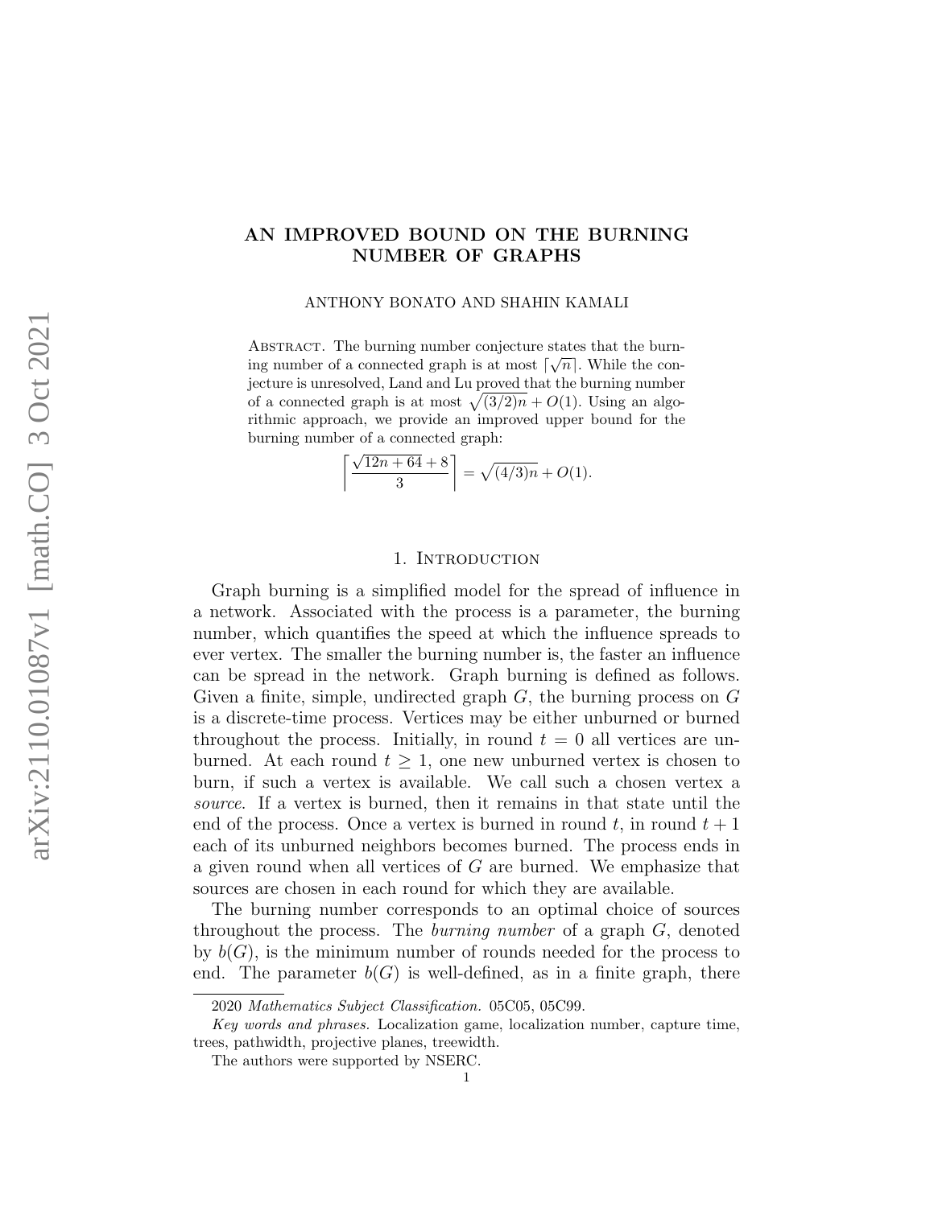# AN IMPROVED BOUND ON THE BURNING NUMBER OF GRAPHS

ANTHONY BONATO AND SHAHIN KAMALI

Abstract. The burning number conjecture states that the burning number of a connected graph is at most $\lceil \sqrt{n} \rceil$. While the conjecture is unresolved, Land and Lu proved that the burning number of a connected graph is at most $\sqrt{(3/2)n} + O(1)$. Using an algorithmic approach, we provide an improved upper bound for the burning number of a connected graph:

$$\left\lceil \frac{\sqrt{12n+64}+8}{3} \right\rceil = \sqrt{(4/3)n} + O(1).$$

## 1. Introduction

Graph burning is a simplified model for the spread of influence in a network. Associated with the process is a parameter, the burning number, which quantifies the speed at which the influence spreads to ever vertex. The smaller the burning number is, the faster an influence can be spread in the network. Graph burning is defined as follows. Given a finite, simple, undirected graph $G$, the burning process on $G$ is a discrete-time process. Vertices may be either unburned or burned throughout the process. Initially, in round $t = 0$ all vertices are unburned. At each round $t \geq 1$, one new unburned vertex is chosen to burn, if such a vertex is available. We call such a chosen vertex a *source*. If a vertex is burned, then it remains in that state until the end of the process. Once a vertex is burned in round $t$, in round $t + 1$ each of its unburned neighbors becomes burned. The process ends in a given round when all vertices of $G$ are burned. We emphasize that sources are chosen in each round for which they are available.

The burning number corresponds to an optimal choice of sources throughout the process. The *burning number* of a graph $G$, denoted by $b(G)$, is the minimum number of rounds needed for the process to end. The parameter $b(G)$ is well-defined, as in a finite graph, there

2020 *Mathematics Subject Classification.* 05C05, 05C99.

*Key words and phrases.* Localization game, localization number, capture time, trees, pathwidth, projective planes, treewidth.

The authors were supported by NSERC.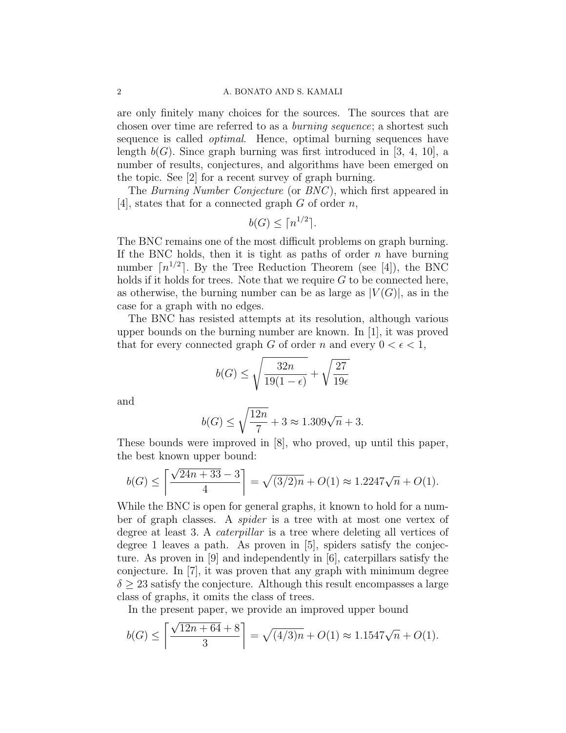are only finitely many choices for the sources. The sources that are chosen over time are referred to as a *burning sequence*; a shortest such sequence is called *optimal*. Hence, optimal burning sequences have length $b(G)$. Since graph burning was first introduced in [3, 4, 10], a number of results, conjectures, and algorithms have been emerged on the topic. See [2] for a recent survey of graph burning.

The *Burning Number Conjecture* (or *BNC*), which first appeared in [4], states that for a connected graph $G$ of order $n$,

$$b(G) \leq \lceil n^{1/2} \rceil.$$

The BNC remains one of the most difficult problems on graph burning. If the BNC holds, then it is tight as paths of order $n$ have burning number $\lceil n^{1/2} \rceil$. By the Tree Reduction Theorem (see [4]), the BNC holds if it holds for trees. Note that we require $G$ to be connected here, as otherwise, the burning number can be as large as $|V(G)|$, as in the case for a graph with no edges.

The BNC has resisted attempts at its resolution, although various upper bounds on the burning number are known. In [1], it was proved that for every connected graph $G$ of order $n$ and every $0 < \epsilon < 1$,

$$b(G) \leq \sqrt{\frac{32n}{19(1-\epsilon)}} + \sqrt{\frac{27}{19\epsilon}}$$

and

$$b(G) \leq \sqrt{\frac{12n}{7}} + 3 \approx 1.309\sqrt{n} + 3.$$

These bounds were improved in [8], who proved, up until this paper, the best known upper bound:

$$b(G) \leq \left\lceil \frac{\sqrt{24n+33}-3}{4} \right\rceil = \sqrt{(3/2)n} + O(1) \approx 1.2247\sqrt{n} + O(1).$$

While the BNC is open for general graphs, it known to hold for a number of graph classes. A *spider* is a tree with at most one vertex of degree at least 3. A *caterpillar* is a tree where deleting all vertices of degree 1 leaves a path. As proven in [5], spiders satisfy the conjecture. As proven in [9] and independently in [6], caterpillars satisfy the conjecture. In [7], it was proven that any graph with minimum degree $\delta \geq 23$ satisfy the conjecture. Although this result encompasses a large class of graphs, it omits the class of trees.

In the present paper, we provide an improved upper bound

$$b(G) \leq \left\lceil \frac{\sqrt{12n+64}+8}{3} \right\rceil = \sqrt{(4/3)n} + O(1) \approx 1.1547\sqrt{n} + O(1).$$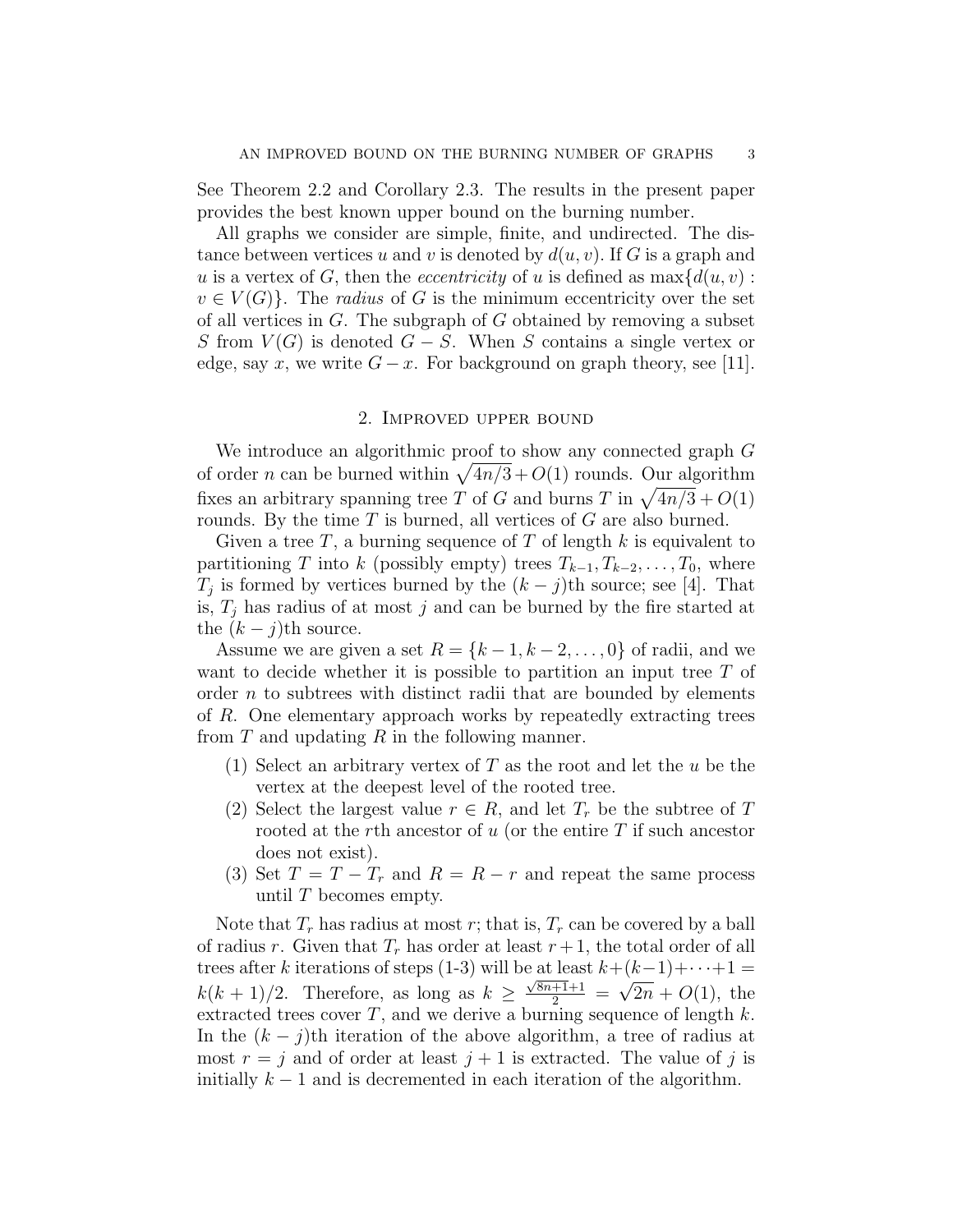See Theorem 2.2 and Corollary 2.3. The results in the present paper provides the best known upper bound on the burning number.

All graphs we consider are simple, finite, and undirected. The distance between vertices $u$ and $v$ is denoted by $d(u, v)$. If $G$ is a graph and $u$ is a vertex of $G$, then the *eccentricity* of $u$ is defined as $\max\{d(u, v) : v \in V(G)\}$. The *radius* of $G$ is the minimum eccentricity over the set of all vertices in $G$. The subgraph of $G$ obtained by removing a subset $S$ from $V(G)$ is denoted $G - S$. When $S$ contains a single vertex or edge, say $x$, we write $G - x$. For background on graph theory, see [11].

## 2. Improved upper bound

We introduce an algorithmic proof to show any connected graph $G$ of order $n$ can be burned within $\sqrt{4n/3} + O(1)$ rounds. Our algorithm fixes an arbitrary spanning tree $T$ of $G$ and burns $T$ in $\sqrt{4n/3} + O(1)$ rounds. By the time $T$ is burned, all vertices of $G$ are also burned.

Given a tree $T$, a burning sequence of $T$ of length $k$ is equivalent to partitioning $T$ into $k$ (possibly empty) trees $T_{k-1}, T_{k-2}, \ldots, T_0$, where $T_j$ is formed by vertices burned by the $(k - j)$th source; see [4]. That is, $T_j$ has radius of at most $j$ and can be burned by the fire started at the $(k - j)$th source.

Assume we are given a set $R = \{k - 1, k - 2, \ldots, 0\}$ of radii, and we want to decide whether it is possible to partition an input tree $T$ of order $n$ to subtrees with distinct radii that are bounded by elements of $R$. One elementary approach works by repeatedly extracting trees from $T$ and updating $R$ in the following manner.

1. Select an arbitrary vertex of $T$ as the root and let the $u$ be the vertex at the deepest level of the rooted tree.
2. Select the largest value $r \in R$, and let $T_r$ be the subtree of $T$ rooted at the $r$th ancestor of $u$ (or the entire $T$ if such ancestor does not exist).
3. Set $T = T - T_r$ and $R = R - r$ and repeat the same process until $T$ becomes empty.

Note that $T_r$ has radius at most $r$; that is, $T_r$ can be covered by a ball of radius $r$. Given that $T_r$ has order at least $r+1$, the total order of all trees after $k$ iterations of steps (1-3) will be at least $k+(k-1)+\cdots+1 = k(k+1)/2$. Therefore, as long as $k \geq \frac{\sqrt{8n+1}+1}{2} = \sqrt{2n} + O(1)$, the extracted trees cover $T$, and we derive a burning sequence of length $k$. In the $(k - j)$th iteration of the above algorithm, a tree of radius at most $r = j$ and of order at least $j + 1$ is extracted. The value of $j$ is initially $k - 1$ and is decremented in each iteration of the algorithm.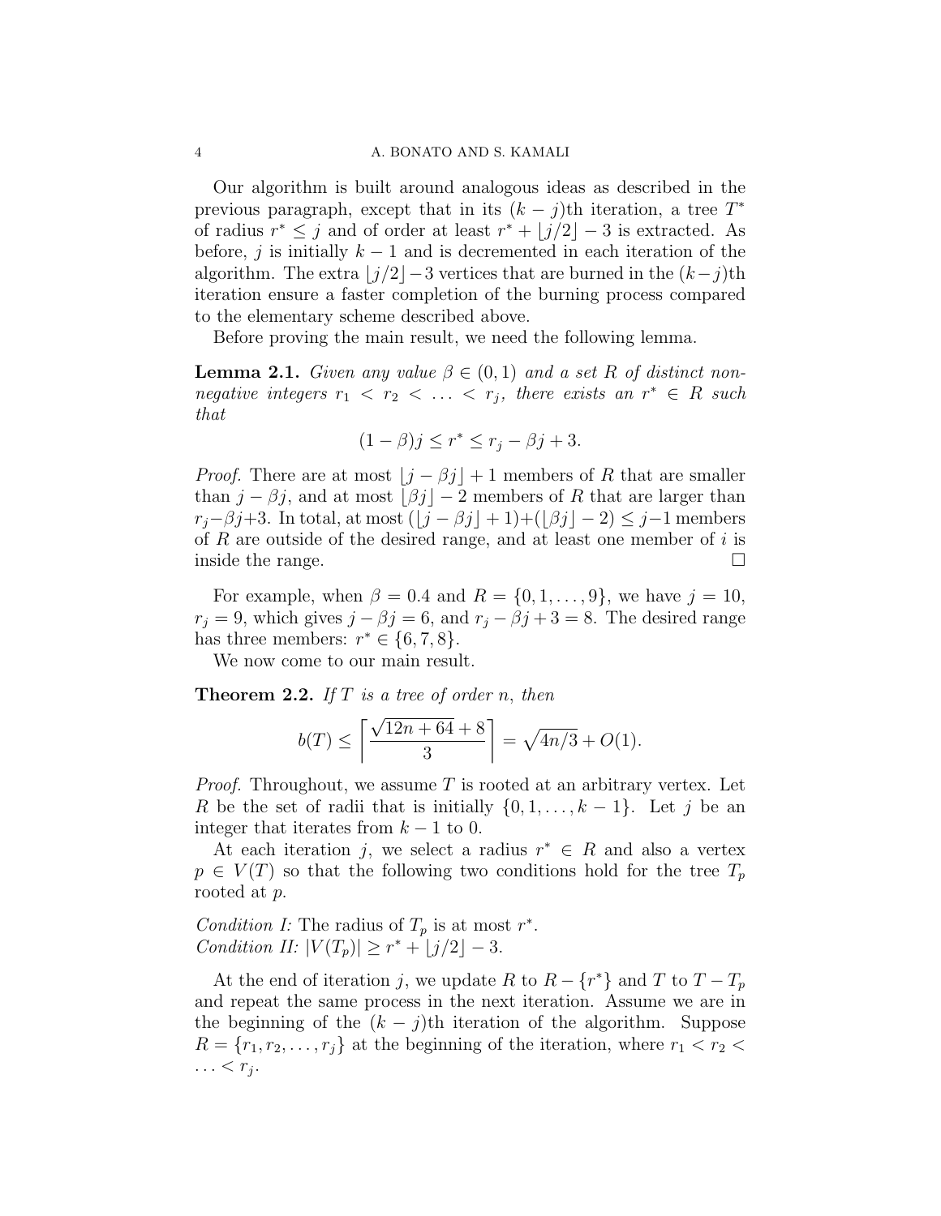Our algorithm is built around analogous ideas as described in the previous paragraph, except that in its $(k-j)$th iteration, a tree $T^*$ of radius $r^* \leq j$ and of order at least $r^* + \lfloor j/2 \rfloor - 3$ is extracted. As before, $j$ is initially $k-1$ and is decremented in each iteration of the algorithm. The extra $\lfloor j/2 \rfloor - 3$ vertices that are burned in the $(k-j)$th iteration ensure a faster completion of the burning process compared to the elementary scheme described above.

Before proving the main result, we need the following lemma.

**Lemma 2.1.** *Given any value $\beta \in (0,1)$ and a set $R$ of distinct non-negative integers $r_1 < r_2 < \ldots < r_j$, there exists an $r^* \in R$ such that*

$$(1-\beta)j \leq r^* \leq r_j - \beta j + 3.$$

*Proof.* There are at most $\lfloor j - \beta j \rfloor + 1$ members of $R$ that are smaller than $j - \beta j$, and at most $\lfloor \beta j \rfloor - 2$ members of $R$ that are larger than $r_j - \beta j + 3$. In total, at most $(\lfloor j - \beta j \rfloor + 1) + (\lfloor \beta j \rfloor - 2) \leq j - 1$ members of $R$ are outside of the desired range, and at least one member of $i$ is inside the range. $\square$

For example, when $\beta = 0.4$ and $R = \{0, 1, \ldots, 9\}$, we have $j = 10$, $r_j = 9$, which gives $j - \beta j = 6$, and $r_j - \beta j + 3 = 8$. The desired range has three members: $r^* \in \{6, 7, 8\}$.

We now come to our main result.

**Theorem 2.2.** *If $T$ is a tree of order $n$, then*

$$b(T) \leq \left\lceil \frac{\sqrt{12n + 64} + 8}{3} \right\rceil = \sqrt{4n/3} + O(1).$$

*Proof.* Throughout, we assume $T$ is rooted at an arbitrary vertex. Let $R$ be the set of radii that is initially $\{0, 1, \ldots, k-1\}$. Let $j$ be an integer that iterates from $k-1$ to 0.

At each iteration $j$, we select a radius $r^* \in R$ and also a vertex $p \in V(T)$ so that the following two conditions hold for the tree $T_p$ rooted at $p$.

*Condition I:* The radius of $T_p$ is at most $r^*$.
*Condition II:* $|V(T_p)| \geq r^* + \lfloor j/2 \rfloor - 3$.

At the end of iteration $j$, we update $R$ to $R - \{r^*\}$ and $T$ to $T - T_p$ and repeat the same process in the next iteration. Assume we are in the beginning of the $(k-j)$th iteration of the algorithm. Suppose $R = \{r_1, r_2, \ldots, r_j\}$ at the beginning of the iteration, where $r_1 < r_2 < \ldots < r_j$.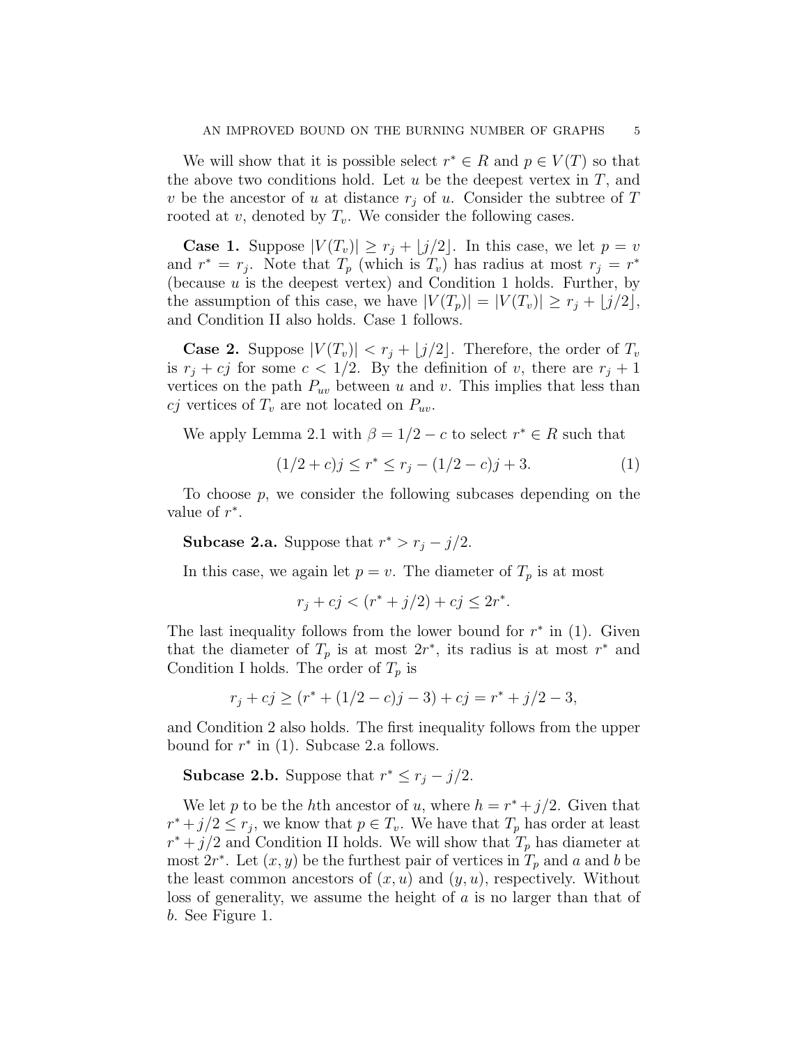We will show that it is possible select $r^* \in R$ and $p \in V(T)$ so that the above two conditions hold. Let $u$ be the deepest vertex in $T$, and $v$ be the ancestor of $u$ at distance $r_j$ of $u$. Consider the subtree of $T$ rooted at $v$, denoted by $T_v$. We consider the following cases.

**Case 1.** Suppose $|V(T_v)| \geq r_j + \lfloor j/2 \rfloor$. In this case, we let $p = v$ and $r^* = r_j$. Note that $T_p$ (which is $T_v$) has radius at most $r_j = r^*$ (because $u$ is the deepest vertex) and Condition 1 holds. Further, by the assumption of this case, we have $|V(T_p)| = |V(T_v)| \geq r_j + \lfloor j/2 \rfloor$, and Condition II also holds. Case 1 follows.

**Case 2.** Suppose $|V(T_v)| < r_j + \lfloor j/2 \rfloor$. Therefore, the order of $T_v$ is $r_j + cj$ for some $c < 1/2$. By the definition of $v$, there are $r_j + 1$ vertices on the path $P_{uv}$ between $u$ and $v$. This implies that less than $cj$ vertices of $T_v$ are not located on $P_{uv}$.

We apply Lemma 2.1 with $\beta = 1/2 - c$ to select $r^* \in R$ such that

$$(1/2 + c)j \leq r^* \leq r_j - (1/2 - c)j + 3. \tag{1}$$

To choose $p$, we consider the following subcases depending on the value of $r^*$.

**Subcase 2.a.** Suppose that $r^* > r_j - j/2$.

In this case, we again let $p = v$. The diameter of $T_p$ is at most

$$r_j + cj < (r^* + j/2) + cj \leq 2r^*.$$

The last inequality follows from the lower bound for $r^*$ in (1). Given that the diameter of $T_p$ is at most $2r^*$, its radius is at most $r^*$ and Condition I holds. The order of $T_p$ is

$$r_j + cj \geq (r^* + (1/2 - c)j - 3) + cj = r^* + j/2 - 3,$$

and Condition 2 also holds. The first inequality follows from the upper bound for $r^*$ in (1). Subcase 2.a follows.

**Subcase 2.b.** Suppose that $r^* \leq r_j - j/2$.

We let $p$ to be the $h$th ancestor of $u$, where $h = r^* + j/2$. Given that $r^* + j/2 \leq r_j$, we know that $p \in T_v$. We have that $T_p$ has order at least $r^* + j/2$ and Condition II holds. We will show that $T_p$ has diameter at most $2r^*$. Let $(x, y)$ be the furthest pair of vertices in $T_p$ and $a$ and $b$ be the least common ancestors of $(x, u)$ and $(y, u)$, respectively. Without loss of generality, we assume the height of $a$ is no larger than that of $b$. See Figure 1.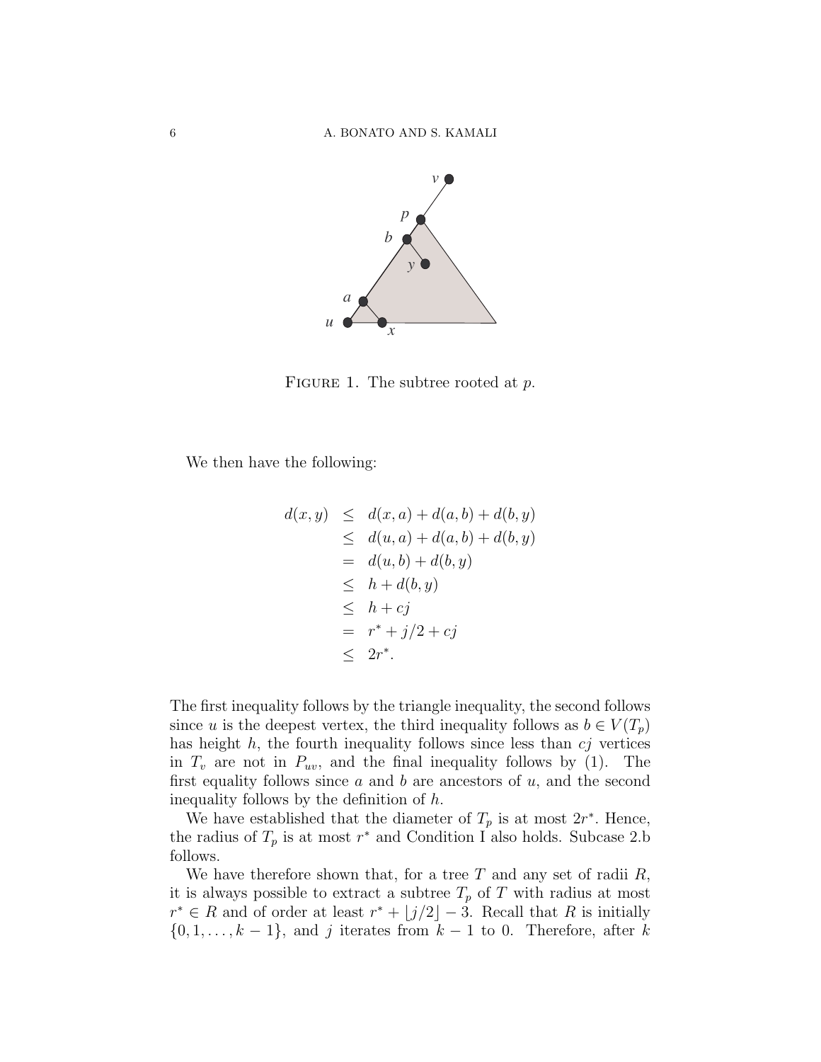FIGURE 1. The subtree rooted at $p$.

We then have the following:

$$
\begin{aligned}
d(x,y) &\leq d(x,a)+d(a,b)+d(b,y) \\
&\leq d(u,a)+d(a,b)+d(b,y) \\
&= d(u,b)+d(b,y) \\
&\leq h+d(b,y) \\
&\leq h+cj \\
&= r^*+j/2+cj \\
&\leq 2r^*.
\end{aligned}
$$

The first inequality follows by the triangle inequality, the second follows since $u$ is the deepest vertex, the third inequality follows as $b \in V(T_p)$ has height $h$, the fourth inequality follows since less than $cj$ vertices in $T_v$ are not in $P_{uv}$, and the final inequality follows by (1). The first equality follows since $a$ and $b$ are ancestors of $u$, and the second inequality follows by the definition of $h$.

We have established that the diameter of $T_p$ is at most $2r^*$. Hence, the radius of $T_p$ is at most $r^*$ and Condition I also holds. Subcase 2.b follows.

We have therefore shown that, for a tree $T$ and any set of radii $R$, it is always possible to extract a subtree $T_p$ of $T$ with radius at most $r^* \in R$ and of order at least $r^* + \lfloor j/2 \rfloor - 3$. Recall that $R$ is initially $\{0, 1, \ldots, k-1\}$, and $j$ iterates from $k-1$ to 0. Therefore, after $k$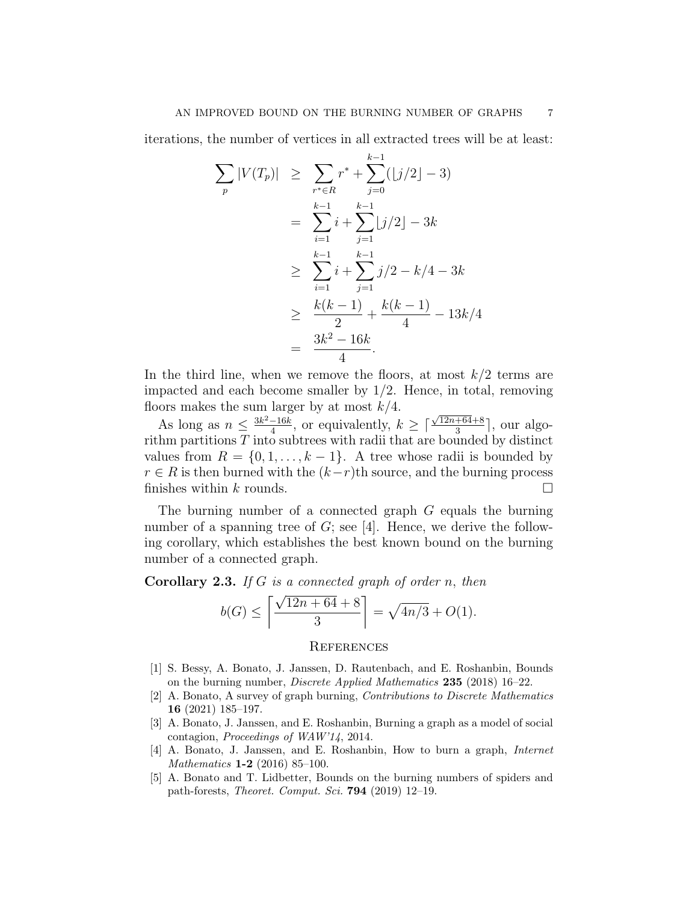iterations, the number of vertices in all extracted trees will be at least:

$$
\begin{aligned}
\sum_p |V(T_p)| &\geq \sum_{r^* \in R} r^* + \sum_{j=0}^{k-1} (\lfloor j/2 \rfloor - 3) \\
&= \sum_{i=1}^{k-1} i + \sum_{j=1}^{k-1} \lfloor j/2 \rfloor - 3k \\
&\geq \sum_{i=1}^{k-1} i + \sum_{j=1}^{k-1} j/2 - k/4 - 3k \\
&\geq \frac{k(k-1)}{2} + \frac{k(k-1)}{4} - 13k/4 \\
&= \frac{3k^2 - 16k}{4}.
\end{aligned}
$$

In the third line, when we remove the floors, at most $k/2$ terms are impacted and each become smaller by $1/2$. Hence, in total, removing floors makes the sum larger by at most $k/4$.

As long as $n \leq \frac{3k^2-16k}{4}$, or equivalently, $k \geq \lceil \frac{\sqrt{12n+64}+8}{3} \rceil$, our algorithm partitions $T$ into subtrees with radii that are bounded by distinct values from $R = \{0, 1, \ldots, k-1\}$. A tree whose radii is bounded by $r \in R$ is then burned with the $(k-r)$th source, and the burning process finishes within $k$ rounds. □

The burning number of a connected graph $G$ equals the burning number of a spanning tree of $G$; see [4]. Hence, we derive the following corollary, which establishes the best known bound on the burning number of a connected graph.

**Corollary 2.3.** *If $G$ is a connected graph of order $n$, then*

$$
b(G) \leq \left\lceil \frac{\sqrt{12n+64}+8}{3} \right\rceil = \sqrt{4n/3} + O(1).
$$

## References

[1] S. Bessy, A. Bonato, J. Janssen, D. Rautenbach, and E. Roshanbin, Bounds on the burning number, *Discrete Applied Mathematics* **235** (2018) 16–22.

[2] A. Bonato, A survey of graph burning, *Contributions to Discrete Mathematics* **16** (2021) 185–197.

[3] A. Bonato, J. Janssen, and E. Roshanbin, Burning a graph as a model of social contagion, *Proceedings of WAW'14*, 2014.

[4] A. Bonato, J. Janssen, and E. Roshanbin, How to burn a graph, *Internet Mathematics* **1-2** (2016) 85–100.

[5] A. Bonato and T. Lidbetter, Bounds on the burning numbers of spiders and path-forests, *Theoret. Comput. Sci.* **794** (2019) 12–19.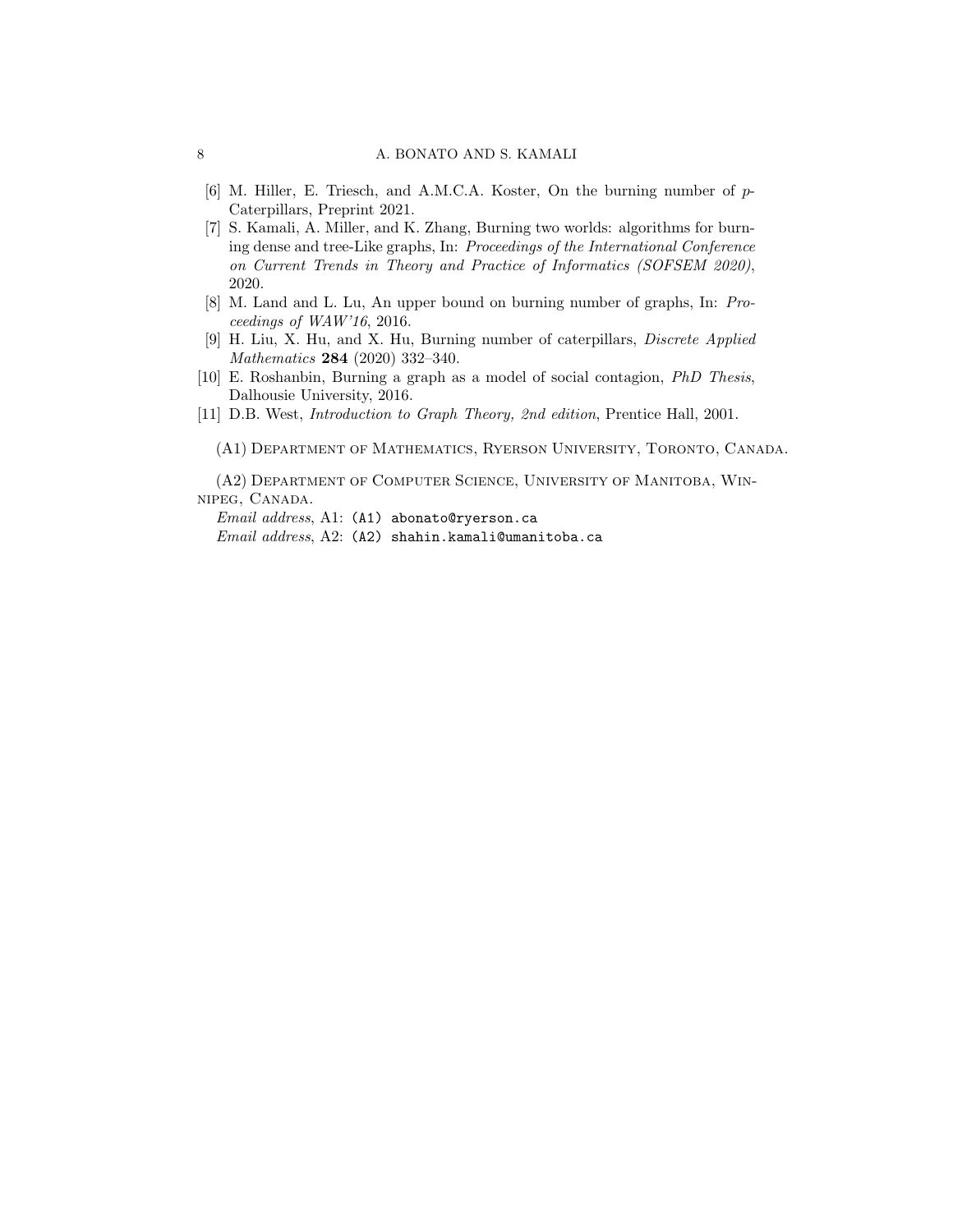[6] M. Hiller, E. Triesch, and A.M.C.A. Koster, On the burning number of $p$-Caterpillars, Preprint 2021.

[7] S. Kamali, A. Miller, and K. Zhang, Burning two worlds: algorithms for burning dense and tree-Like graphs, In: *Proceedings of the International Conference on Current Trends in Theory and Practice of Informatics (SOFSEM 2020)*, 2020.

[8] M. Land and L. Lu, An upper bound on burning number of graphs, In: *Proceedings of WAW'16*, 2016.

[9] H. Liu, X. Hu, and X. Hu, Burning number of caterpillars, *Discrete Applied Mathematics* **284** (2020) 332–340.

[10] E. Roshanbin, Burning a graph as a model of social contagion, *PhD Thesis*, Dalhousie University, 2016.

[11] D.B. West, *Introduction to Graph Theory, 2nd edition*, Prentice Hall, 2001.

(A1) Department of Mathematics, Ryerson University, Toronto, Canada.

(A2) Department of Computer Science, University of Manitoba, Winnipeg, Canada.

*Email address*, A1: `(A1) abonato@ryerson.ca`

*Email address*, A2: `(A2) shahin.kamali@umanitoba.ca`